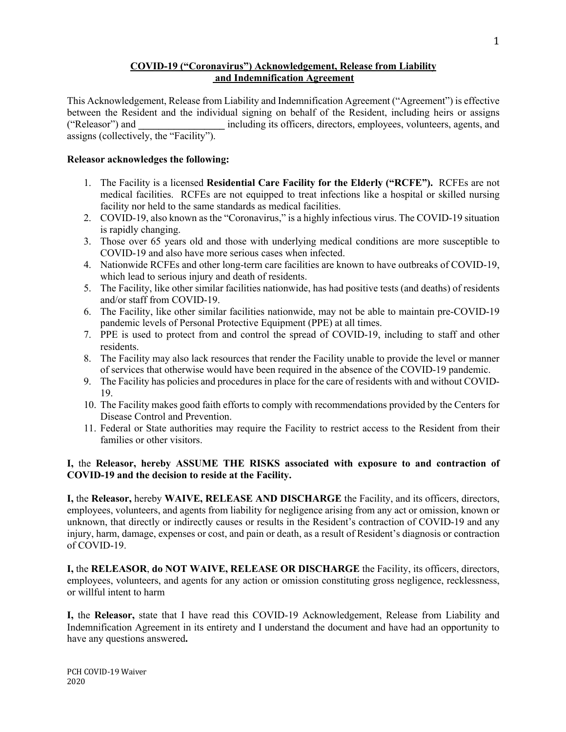**COVID-19 ("Coronavirus") Acknowledgement, Release from Liability and Indemnification Agreement**

This Acknowledgement, Release from Liability and Indemnification Agreement ("Agreement") is effective between the Resident and the individual signing on behalf of the Resident, including heirs or assigns ("Releasor") and **_________________** including its officers, directors, employees, volunteers, agents, and assigns (collectively, the "Facility").

**Releasor acknowledges the following:**

1. The Facility is a licensed **Residential Care Facility for the Elderly ("RCFE").** RCFEs are not medical facilities. RCFEs are not equipped to treat infections like a hospital or skilled nursing facility nor held to the same standards as medical facilities.
2. COVID-19, also known as the "Coronavirus," is a highly infectious virus. The COVID-19 situation is rapidly changing.
3. Those over 65 years old and those with underlying medical conditions are more susceptible to COVID-19 and also have more serious cases when infected.
4. Nationwide RCFEs and other long-term care facilities are known to have outbreaks of COVID-19, which lead to serious injury and death of residents.
5. The Facility, like other similar facilities nationwide, has had positive tests (and deaths) of residents and/or staff from COVID-19.
6. The Facility, like other similar facilities nationwide, may not be able to maintain pre-COVID-19 pandemic levels of Personal Protective Equipment (PPE) at all times.
7. PPE is used to protect from and control the spread of COVID-19, including to staff and other residents.
8. The Facility may also lack resources that render the Facility unable to provide the level or manner of services that otherwise would have been required in the absence of the COVID-19 pandemic.
9. The Facility has policies and procedures in place for the care of residents with and without COVID-19.
10. The Facility makes good faith efforts to comply with recommendations provided by the Centers for Disease Control and Prevention.
11. Federal or State authorities may require the Facility to restrict access to the Resident from their families or other visitors.

**I,** the **Releasor, hereby ASSUME THE RISKS associated with exposure to and contraction of COVID-19 and the decision to reside at the Facility.**

**I,** the **Releasor,** hereby **WAIVE, RELEASE AND DISCHARGE** the Facility, and its officers, directors, employees, volunteers, and agents from liability for negligence arising from any act or omission, known or unknown, that directly or indirectly causes or results in the Resident's contraction of COVID-19 and any injury, harm, damage, expenses or cost, and pain or death, as a result of Resident's diagnosis or contraction of COVID-19.

**I,** the **RELEASOR**, **do NOT WAIVE, RELEASE OR DISCHARGE** the Facility, its officers, directors, employees, volunteers, and agents for any action or omission constituting gross negligence, recklessness, or willful intent to harm

**I,** the **Releasor,** state that I have read this COVID-19 Acknowledgement, Release from Liability and Indemnification Agreement in its entirety and I understand the document and have had an opportunity to have any questions answered**.**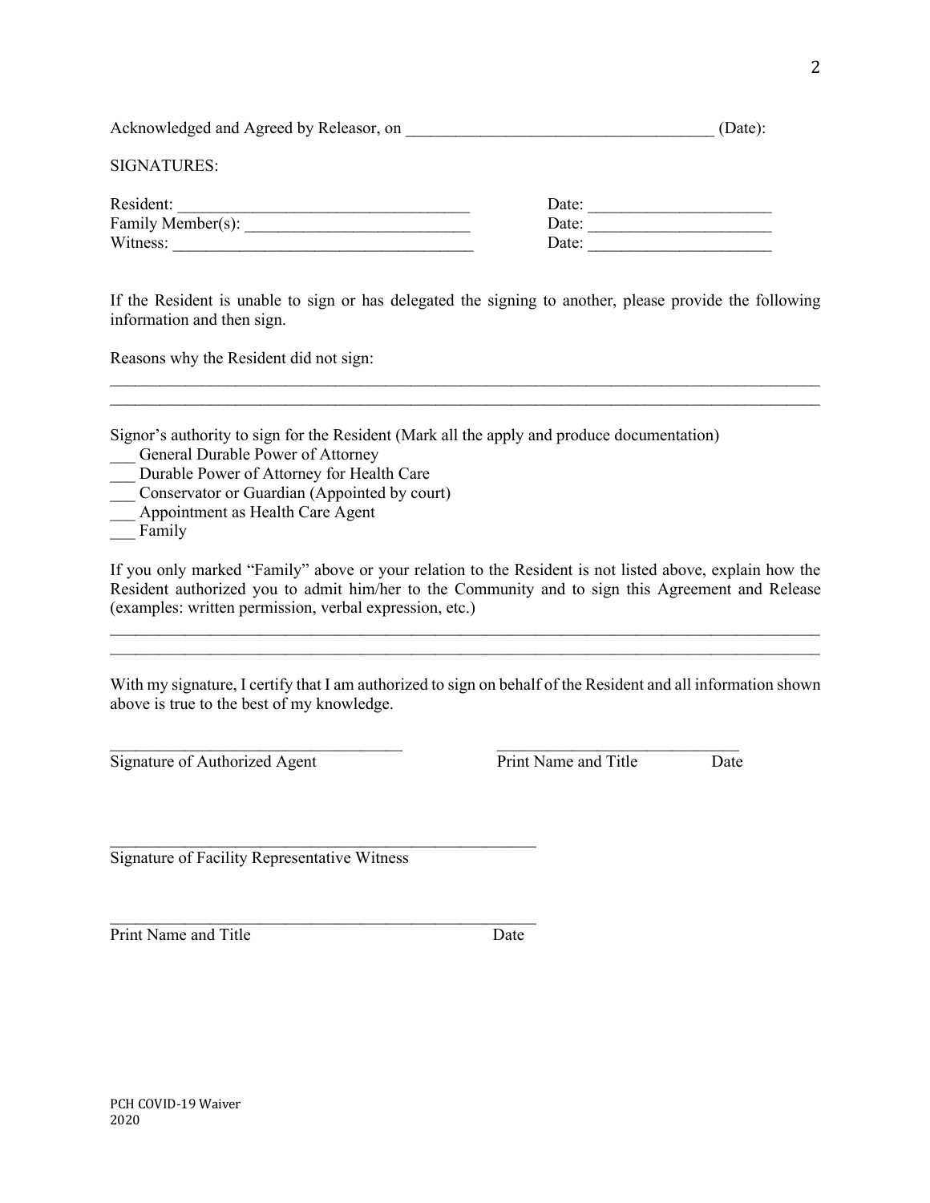Acknowledged and Agreed by Releasor, on ____________________________________ (Date):

SIGNATURES:

Resident: _________________________________ Date: _____________________

Family Member(s): __________________________ Date: _____________________

Witness: __________________________________ Date: _____________________

If the Resident is unable to sign or has delegated the signing to another, please provide the following information and then sign.

Reasons why the Resident did not sign:

_____________________________________________________________________________________

_____________________________________________________________________________________

Signor's authority to sign for the Resident (Mark all the apply and produce documentation)

___ General Durable Power of Attorney
___ Durable Power of Attorney for Health Care
___ Conservator or Guardian (Appointed by court)
___ Appointment as Health Care Agent
___ Family

If you only marked "Family" above or your relation to the Resident is not listed above, explain how the Resident authorized you to admit him/her to the Community and to sign this Agreement and Release (examples: written permission, verbal expression, etc.)

_____________________________________________________________________________________

_____________________________________________________________________________________

With my signature, I certify that I am authorized to sign on behalf of the Resident and all information shown above is true to the best of my knowledge.

___________________________________ _____________________________

Signature of Authorized Agent Print Name and Title Date

___________________________________________________

Signature of Facility Representative Witness

___________________________________________________

Print Name and Title Date

PCH COVID-19 Waiver
2020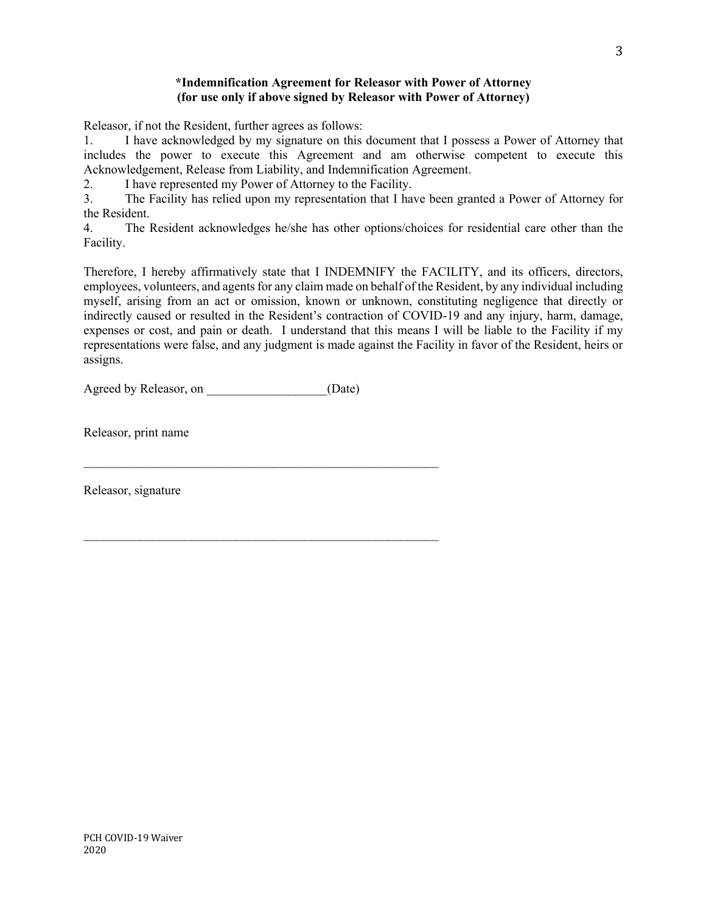**\*Indemnification Agreement for Releasor with Power of Attorney**
**(for use only if above signed by Releasor with Power of Attorney)**

Releasor, if not the Resident, further agrees as follows:

1. I have acknowledged by my signature on this document that I possess a Power of Attorney that includes the power to execute this Agreement and am otherwise competent to execute this Acknowledgement, Release from Liability, and Indemnification Agreement.
2. I have represented my Power of Attorney to the Facility.
3. The Facility has relied upon my representation that I have been granted a Power of Attorney for the Resident.
4. The Resident acknowledges he/she has other options/choices for residential care other than the Facility.

Therefore, I hereby affirmatively state that I INDEMNIFY the FACILITY, and its officers, directors, employees, volunteers, and agents for any claim made on behalf of the Resident, by any individual including myself, arising from an act or omission, known or unknown, constituting negligence that directly or indirectly caused or resulted in the Resident's contraction of COVID-19 and any injury, harm, damage, expenses or cost, and pain or death. I understand that this means I will be liable to the Facility if my representations were false, and any judgment is made against the Facility in favor of the Resident, heirs or assigns.

Agreed by Releasor, on ___________________(Date)

Releasor, print name

___________________________________________________________

Releasor, signature

___________________________________________________________

PCH COVID-19 Waiver
2020